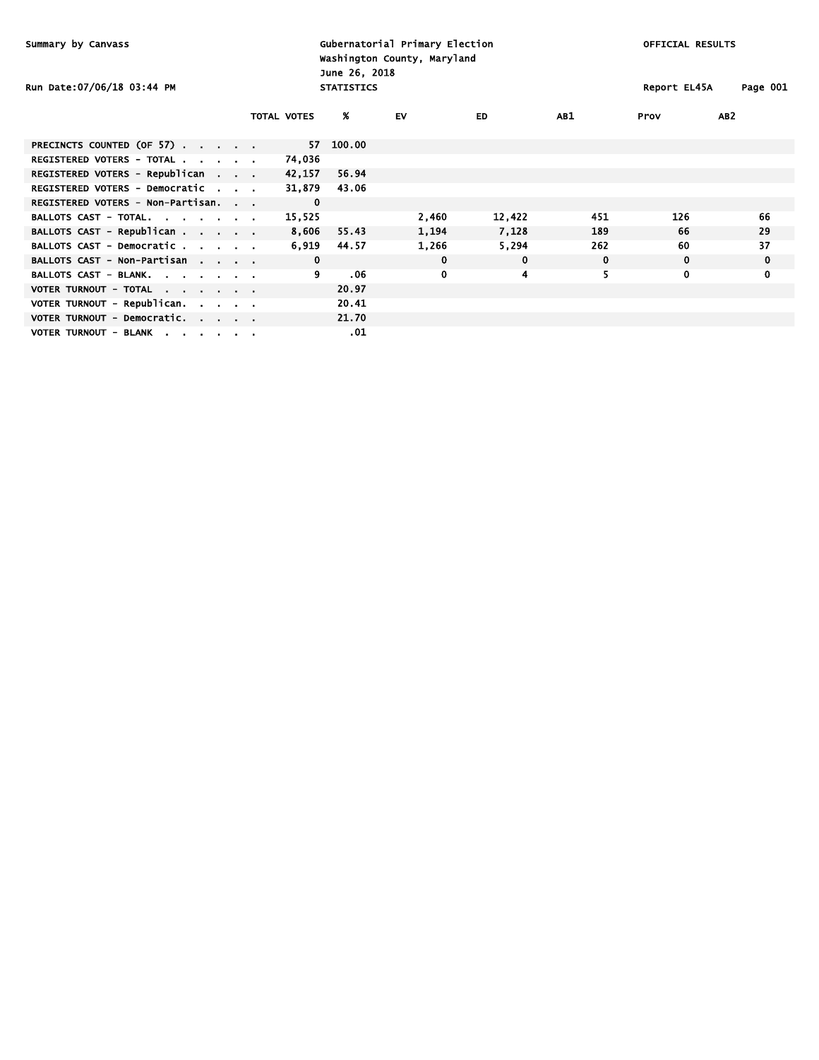Summary by Canvass

Run Date:07/06/18 03:44 PM

Gubernatorial Primary Election
Washington County, Maryland
June 26, 2018
STATISTICS

OFFICIAL RESULTS

Report EL45A

| | TOTAL VOTES | % | EV | ED | AB1 | Prov | AB2 |
|---|---|---|---|---|---|---|---|
| PRECINCTS COUNTED (OF 57) . . . . . | 57 | 100.00 | | | | | |
| REGISTERED VOTERS - TOTAL . . . . . | 74,036 | | | | | | |
| REGISTERED VOTERS - Republican . . . | 42,157 | 56.94 | | | | | |
| REGISTERED VOTERS - Democratic . . . | 31,879 | 43.06 | | | | | |
| REGISTERED VOTERS - Non-Partisan. . . | 0 | | | | | | |
| BALLOTS CAST - TOTAL. . . . . . . . | 15,525 | | 2,460 | 12,422 | 451 | 126 | 66 |
| BALLOTS CAST - Republican . . . . . | 8,606 | 55.43 | 1,194 | 7,128 | 189 | 66 | 29 |
| BALLOTS CAST - Democratic . . . . . | 6,919 | 44.57 | 1,266 | 5,294 | 262 | 60 | 37 |
| BALLOTS CAST - Non-Partisan . . . . | 0 | | 0 | 0 | 0 | 0 | 0 |
| BALLOTS CAST - BLANK. . . . . . . . | 9 | .06 | 0 | 4 | 5 | 0 | 0 |
| VOTER TURNOUT - TOTAL . . . . . . . | | 20.97 | | | | | |
| VOTER TURNOUT - Republican. . . . . | | 20.41 | | | | | |
| VOTER TURNOUT - Democratic. . . . . | | 21.70 | | | | | |
| VOTER TURNOUT - BLANK . . . . . . . | | .01 | | | | | |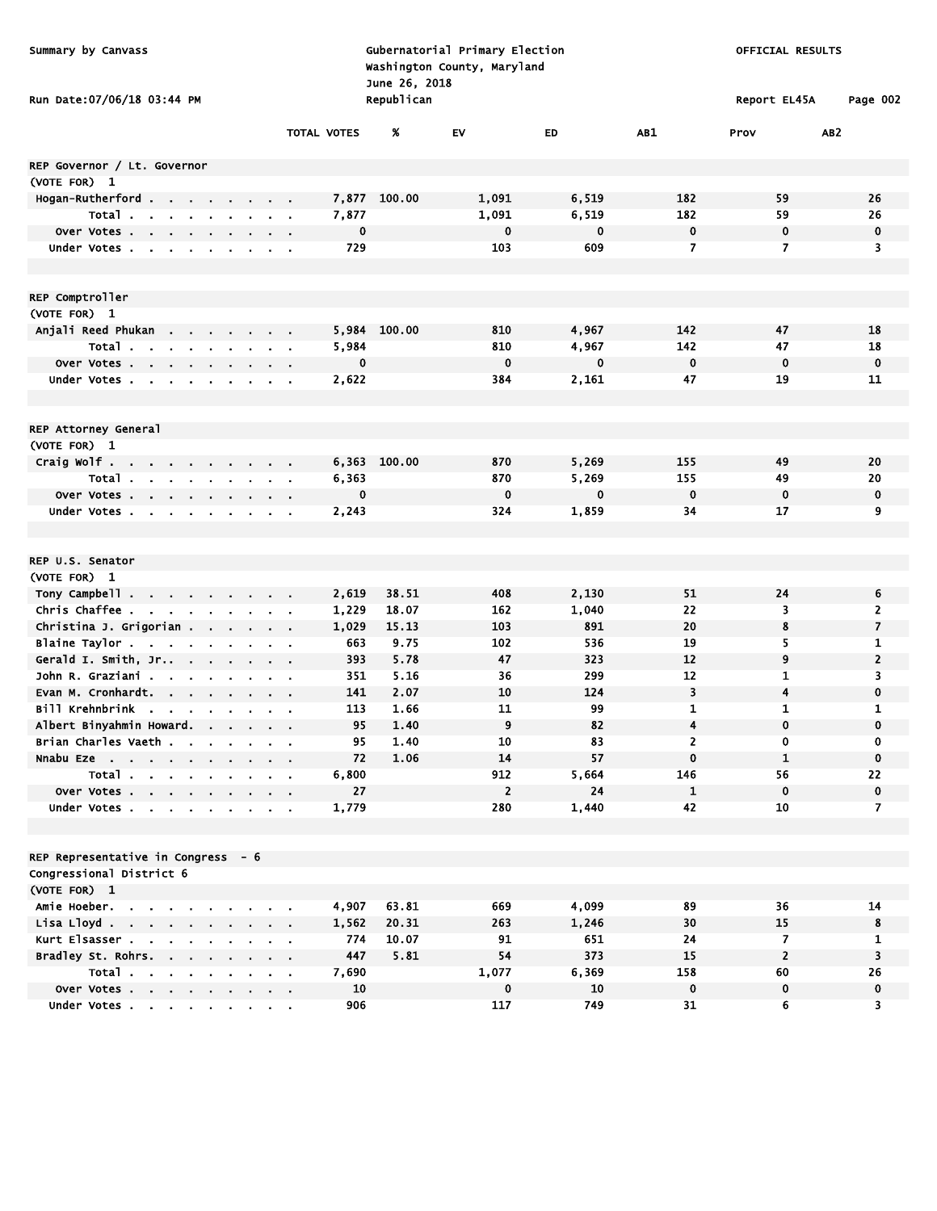Summary by Canvass

Gubernatorial Primary Election
Washington County, Maryland
June 26, 2018
Republican

OFFICIAL RESULTS

Run Date:07/06/18 03:44 PM

Report EL45A

| | TOTAL VOTES | % | EV | ED | AB1 | Prov | AB2 |
|---|---|---|---|---|---|---|---|
| **REP Governor / Lt. Governor** | | | | | | | |
| (VOTE FOR) 1 | | | | | | | |
| Hogan-Rutherford | 7,877 | 100.00 | 1,091 | 6,519 | 182 | 59 | 26 |
| Total | 7,877 | | 1,091 | 6,519 | 182 | 59 | 26 |
| Over Votes | 0 | | 0 | 0 | 0 | 0 | 0 |
| Under Votes | 729 | | 103 | 609 | 7 | 7 | 3 |
| **REP Comptroller** | | | | | | | |
| (VOTE FOR) 1 | | | | | | | |
| Anjali Reed Phukan | 5,984 | 100.00 | 810 | 4,967 | 142 | 47 | 18 |
| Total | 5,984 | | 810 | 4,967 | 142 | 47 | 18 |
| Over Votes | 0 | | 0 | 0 | 0 | 0 | 0 |
| Under Votes | 2,622 | | 384 | 2,161 | 47 | 19 | 11 |
| **REP Attorney General** | | | | | | | |
| (VOTE FOR) 1 | | | | | | | |
| Craig Wolf | 6,363 | 100.00 | 870 | 5,269 | 155 | 49 | 20 |
| Total | 6,363 | | 870 | 5,269 | 155 | 49 | 20 |
| Over Votes | 0 | | 0 | 0 | 0 | 0 | 0 |
| Under Votes | 2,243 | | 324 | 1,859 | 34 | 17 | 9 |
| **REP U.S. Senator** | | | | | | | |
| (VOTE FOR) 1 | | | | | | | |
| Tony Campbell | 2,619 | 38.51 | 408 | 2,130 | 51 | 24 | 6 |
| Chris Chaffee | 1,229 | 18.07 | 162 | 1,040 | 22 | 3 | 2 |
| Christina J. Grigorian | 1,029 | 15.13 | 103 | 891 | 20 | 8 | 7 |
| Blaine Taylor | 663 | 9.75 | 102 | 536 | 19 | 5 | 1 |
| Gerald I. Smith, Jr. | 393 | 5.78 | 47 | 323 | 12 | 9 | 2 |
| John R. Graziani | 351 | 5.16 | 36 | 299 | 12 | 1 | 3 |
| Evan M. Cronhardt. | 141 | 2.07 | 10 | 124 | 3 | 4 | 0 |
| Bill Krehnbrink | 113 | 1.66 | 11 | 99 | 1 | 1 | 1 |
| Albert Binyahmin Howard. | 95 | 1.40 | 9 | 82 | 4 | 0 | 0 |
| Brian Charles Vaeth | 95 | 1.40 | 10 | 83 | 2 | 0 | 0 |
| Nnabu Eze | 72 | 1.06 | 14 | 57 | 0 | 1 | 0 |
| Total | 6,800 | | 912 | 5,664 | 146 | 56 | 22 |
| Over Votes | 27 | | 2 | 24 | 1 | 0 | 0 |
| Under Votes | 1,779 | | 280 | 1,440 | 42 | 10 | 7 |
| **REP Representative in Congress - 6** | | | | | | | |
| Congressional District 6 | | | | | | | |
| (VOTE FOR) 1 | | | | | | | |
| Amie Hoeber. | 4,907 | 63.81 | 669 | 4,099 | 89 | 36 | 14 |
| Lisa Lloyd | 1,562 | 20.31 | 263 | 1,246 | 30 | 15 | 8 |
| Kurt Elsasser | 774 | 10.07 | 91 | 651 | 24 | 7 | 1 |
| Bradley St. Rohrs. | 447 | 5.81 | 54 | 373 | 15 | 2 | 3 |
| Total | 7,690 | | 1,077 | 6,369 | 158 | 60 | 26 |
| Over Votes | 10 | | 0 | 10 | 0 | 0 | 0 |
| Under Votes | 906 | | 117 | 749 | 31 | 6 | 3 |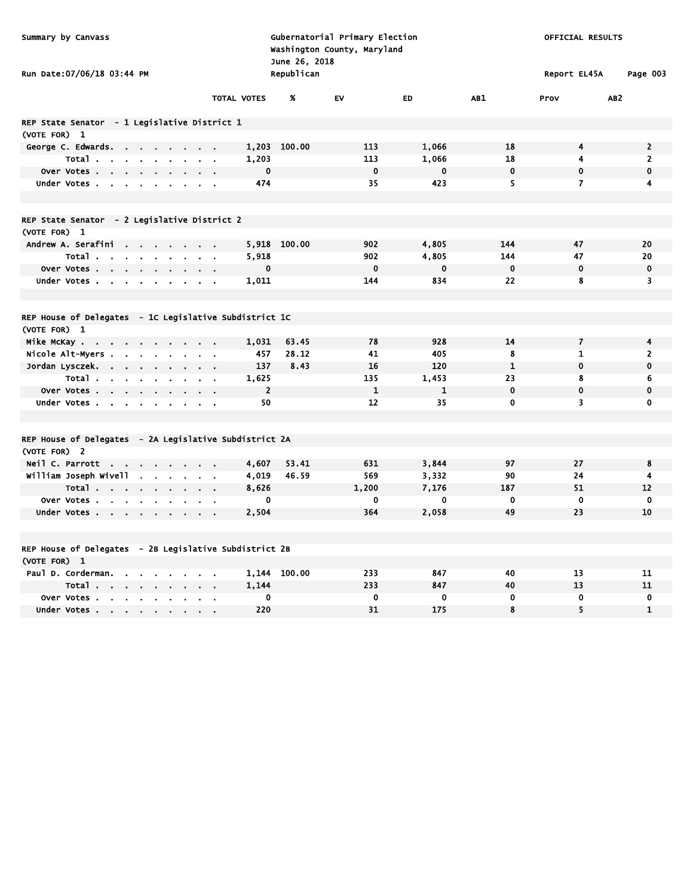Summary by Canvass

Gubernatorial Primary Election
Washington County, Maryland
June 26, 2018
Republican

OFFICIAL RESULTS

Run Date:07/06/18 03:44 PM

Report EL45A

| | TOTAL VOTES | % | EV | ED | AB1 | Prov | AB2 |
|---|---|---|---|---|---|---|---|
| **REP State Senator - 1 Legislative District 1** | | | | | | | |
| (VOTE FOR) 1 | | | | | | | |
| George C. Edwards | 1,203 | 100.00 | 113 | 1,066 | 18 | 4 | 2 |
| Total | 1,203 | | 113 | 1,066 | 18 | 4 | 2 |
| Over Votes | 0 | | 0 | 0 | 0 | 0 | 0 |
| Under Votes | 474 | | 35 | 423 | 5 | 7 | 4 |
| **REP State Senator - 2 Legislative District 2** | | | | | | | |
| (VOTE FOR) 1 | | | | | | | |
| Andrew A. Serafini | 5,918 | 100.00 | 902 | 4,805 | 144 | 47 | 20 |
| Total | 5,918 | | 902 | 4,805 | 144 | 47 | 20 |
| Over Votes | 0 | | 0 | 0 | 0 | 0 | 0 |
| Under Votes | 1,011 | | 144 | 834 | 22 | 8 | 3 |
| **REP House of Delegates - 1C Legislative Subdistrict 1C** | | | | | | | |
| (VOTE FOR) 1 | | | | | | | |
| Mike McKay | 1,031 | 63.45 | 78 | 928 | 14 | 7 | 4 |
| Nicole Alt-Myers | 457 | 28.12 | 41 | 405 | 8 | 1 | 2 |
| Jordan Lysczek | 137 | 8.43 | 16 | 120 | 1 | 0 | 0 |
| Total | 1,625 | | 135 | 1,453 | 23 | 8 | 6 |
| Over Votes | 2 | | 1 | 1 | 0 | 0 | 0 |
| Under Votes | 50 | | 12 | 35 | 0 | 3 | 0 |
| **REP House of Delegates - 2A Legislative Subdistrict 2A** | | | | | | | |
| (VOTE FOR) 2 | | | | | | | |
| Neil C. Parrott | 4,607 | 53.41 | 631 | 3,844 | 97 | 27 | 8 |
| William Joseph Wivell | 4,019 | 46.59 | 569 | 3,332 | 90 | 24 | 4 |
| Total | 8,626 | | 1,200 | 7,176 | 187 | 51 | 12 |
| Over Votes | 0 | | 0 | 0 | 0 | 0 | 0 |
| Under Votes | 2,504 | | 364 | 2,058 | 49 | 23 | 10 |
| **REP House of Delegates - 2B Legislative Subdistrict 2B** | | | | | | | |
| (VOTE FOR) 1 | | | | | | | |
| Paul D. Corderman | 1,144 | 100.00 | 233 | 847 | 40 | 13 | 11 |
| Total | 1,144 | | 233 | 847 | 40 | 13 | 11 |
| Over Votes | 0 | | 0 | 0 | 0 | 0 | 0 |
| Under Votes | 220 | | 31 | 175 | 8 | 5 | 1 |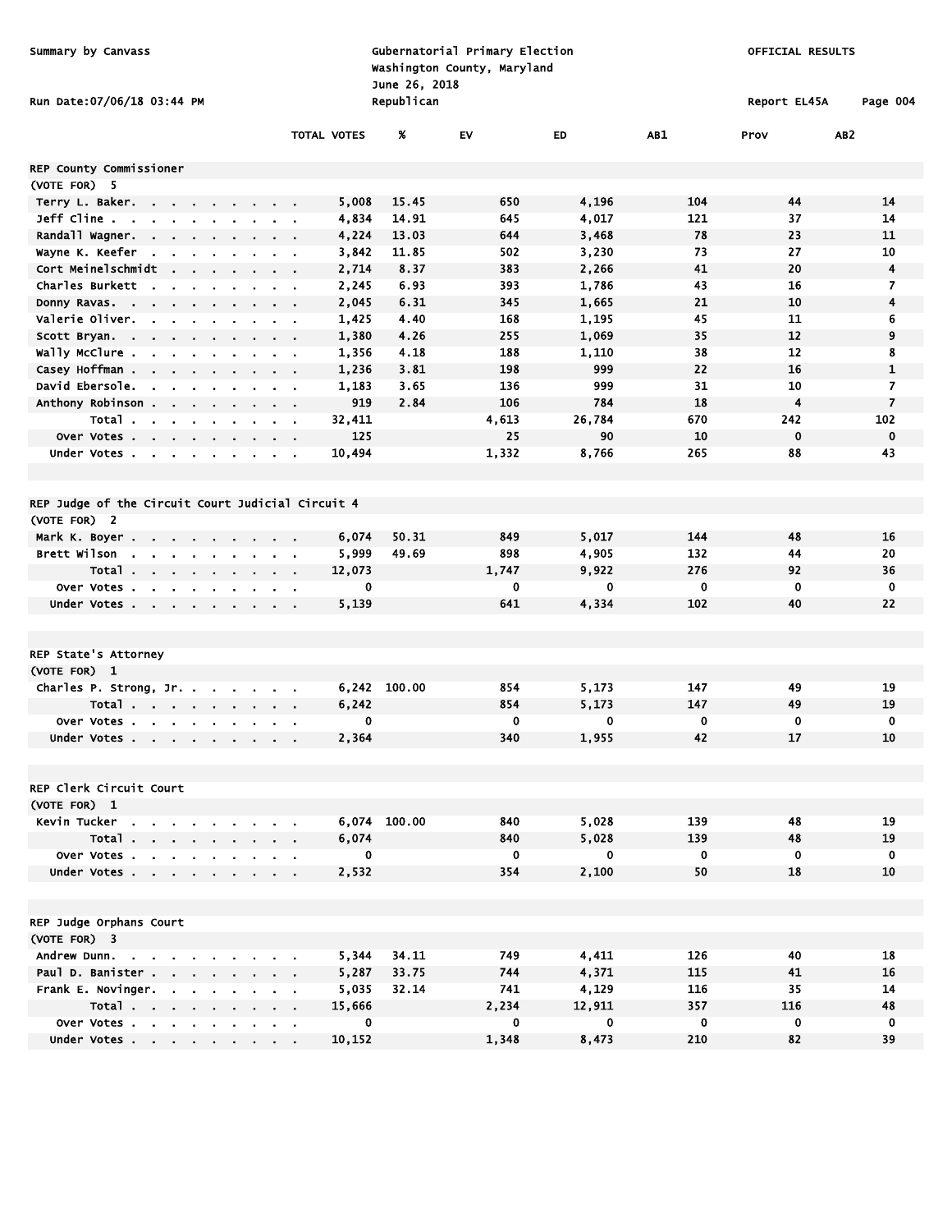Summary by Canvass

Gubernatorial Primary Election
Washington County, Maryland
June 26, 2018
Republican

OFFICIAL RESULTS

Run Date:07/06/18 03:44 PM

Report EL45A

| | TOTAL VOTES | % | EV | ED | AB1 | Prov | AB2 |
|---|---|---|---|---|---|---|---|
| **REP County Commissioner** | | | | | | | |
| (VOTE FOR) 5 | | | | | | | |
| Terry L. Baker | 5,008 | 15.45 | 650 | 4,196 | 104 | 44 | 14 |
| Jeff Cline | 4,834 | 14.91 | 645 | 4,017 | 121 | 37 | 14 |
| Randall Wagner | 4,224 | 13.03 | 644 | 3,468 | 78 | 23 | 11 |
| Wayne K. Keefer | 3,842 | 11.85 | 502 | 3,230 | 73 | 27 | 10 |
| Cort Meinelschmidt | 2,714 | 8.37 | 383 | 2,266 | 41 | 20 | 4 |
| Charles Burkett | 2,245 | 6.93 | 393 | 1,786 | 43 | 16 | 7 |
| Donny Ravas | 2,045 | 6.31 | 345 | 1,665 | 21 | 10 | 4 |
| Valerie Oliver | 1,425 | 4.40 | 168 | 1,195 | 45 | 11 | 6 |
| Scott Bryan | 1,380 | 4.26 | 255 | 1,069 | 35 | 12 | 9 |
| Wally McClure | 1,356 | 4.18 | 188 | 1,110 | 38 | 12 | 8 |
| Casey Hoffman | 1,236 | 3.81 | 198 | 999 | 22 | 16 | 1 |
| David Ebersole | 1,183 | 3.65 | 136 | 999 | 31 | 10 | 7 |
| Anthony Robinson | 919 | 2.84 | 106 | 784 | 18 | 4 | 7 |
| Total | 32,411 | | 4,613 | 26,784 | 670 | 242 | 102 |
| Over Votes | 125 | | 25 | 90 | 10 | 0 | 0 |
| Under Votes | 10,494 | | 1,332 | 8,766 | 265 | 88 | 43 |
| **REP Judge of the Circuit Court Judicial Circuit 4** | | | | | | | |
| (VOTE FOR) 2 | | | | | | | |
| Mark K. Boyer | 6,074 | 50.31 | 849 | 5,017 | 144 | 48 | 16 |
| Brett Wilson | 5,999 | 49.69 | 898 | 4,905 | 132 | 44 | 20 |
| Total | 12,073 | | 1,747 | 9,922 | 276 | 92 | 36 |
| Over Votes | 0 | | 0 | 0 | 0 | 0 | 0 |
| Under Votes | 5,139 | | 641 | 4,334 | 102 | 40 | 22 |
| **REP State's Attorney** | | | | | | | |
| (VOTE FOR) 1 | | | | | | | |
| Charles P. Strong, Jr. | 6,242 | 100.00 | 854 | 5,173 | 147 | 49 | 19 |
| Total | 6,242 | | 854 | 5,173 | 147 | 49 | 19 |
| Over Votes | 0 | | 0 | 0 | 0 | 0 | 0 |
| Under Votes | 2,364 | | 340 | 1,955 | 42 | 17 | 10 |
| **REP Clerk Circuit Court** | | | | | | | |
| (VOTE FOR) 1 | | | | | | | |
| Kevin Tucker | 6,074 | 100.00 | 840 | 5,028 | 139 | 48 | 19 |
| Total | 6,074 | | 840 | 5,028 | 139 | 48 | 19 |
| Over Votes | 0 | | 0 | 0 | 0 | 0 | 0 |
| Under Votes | 2,532 | | 354 | 2,100 | 50 | 18 | 10 |
| **REP Judge Orphans Court** | | | | | | | |
| (VOTE FOR) 3 | | | | | | | |
| Andrew Dunn | 5,344 | 34.11 | 749 | 4,411 | 126 | 40 | 18 |
| Paul D. Banister | 5,287 | 33.75 | 744 | 4,371 | 115 | 41 | 16 |
| Frank E. Novinger | 5,035 | 32.14 | 741 | 4,129 | 116 | 35 | 14 |
| Total | 15,666 | | 2,234 | 12,911 | 357 | 116 | 48 |
| Over Votes | 0 | | 0 | 0 | 0 | 0 | 0 |
| Under Votes | 10,152 | | 1,348 | 8,473 | 210 | 82 | 39 |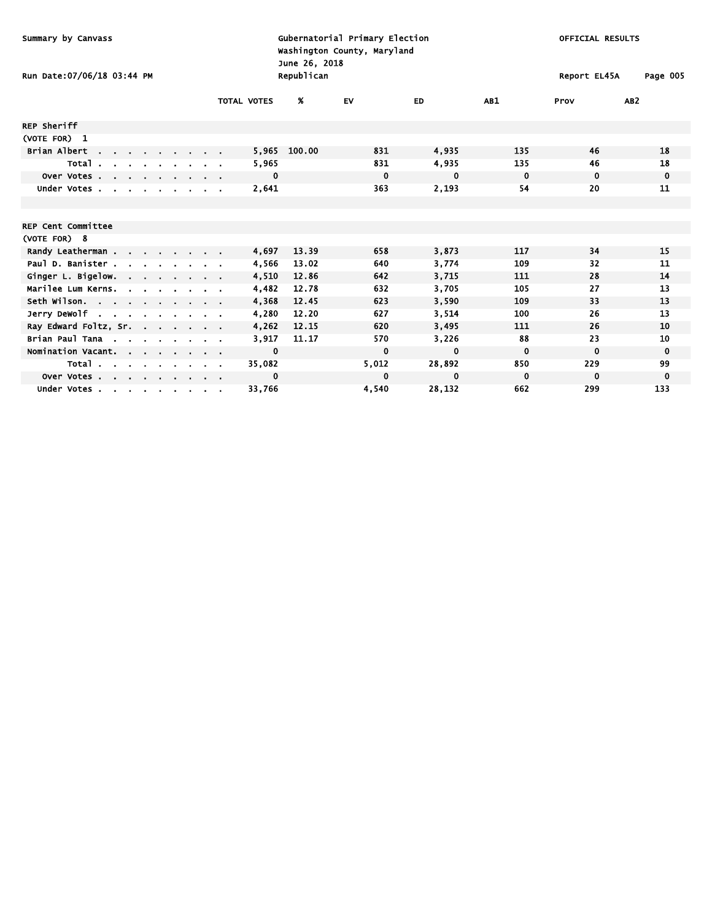Summary by Canvass

Gubernatorial Primary Election
Washington County, Maryland
June 26, 2018
Republican

OFFICIAL RESULTS

Run Date:07/06/18 03:44 PM

Report EL45A

| | TOTAL VOTES | % | EV | ED | AB1 | Prov | AB2 |
|---|---|---|---|---|---|---|---|
| **REP Sheriff** | | | | | | | |
| (VOTE FOR) 1 | | | | | | | |
| Brian Albert | 5,965 | 100.00 | 831 | 4,935 | 135 | 46 | 18 |
| Total | 5,965 | | 831 | 4,935 | 135 | 46 | 18 |
| Over Votes | 0 | | 0 | 0 | 0 | 0 | 0 |
| Under Votes | 2,641 | | 363 | 2,193 | 54 | 20 | 11 |
| **REP Cent Committee** | | | | | | | |
| (VOTE FOR) 8 | | | | | | | |
| Randy Leatherman | 4,697 | 13.39 | 658 | 3,873 | 117 | 34 | 15 |
| Paul D. Banister | 4,566 | 13.02 | 640 | 3,774 | 109 | 32 | 11 |
| Ginger L. Bigelow | 4,510 | 12.86 | 642 | 3,715 | 111 | 28 | 14 |
| Marilee Lum Kerns | 4,482 | 12.78 | 632 | 3,705 | 105 | 27 | 13 |
| Seth Wilson | 4,368 | 12.45 | 623 | 3,590 | 109 | 33 | 13 |
| Jerry DeWolf | 4,280 | 12.20 | 627 | 3,514 | 100 | 26 | 13 |
| Ray Edward Foltz, Sr. | 4,262 | 12.15 | 620 | 3,495 | 111 | 26 | 10 |
| Brian Paul Tana | 3,917 | 11.17 | 570 | 3,226 | 88 | 23 | 10 |
| Nomination Vacant | 0 | | 0 | 0 | 0 | 0 | 0 |
| Total | 35,082 | | 5,012 | 28,892 | 850 | 229 | 99 |
| Over Votes | 0 | | 0 | 0 | 0 | 0 | 0 |
| Under Votes | 33,766 | | 4,540 | 28,132 | 662 | 299 | 133 |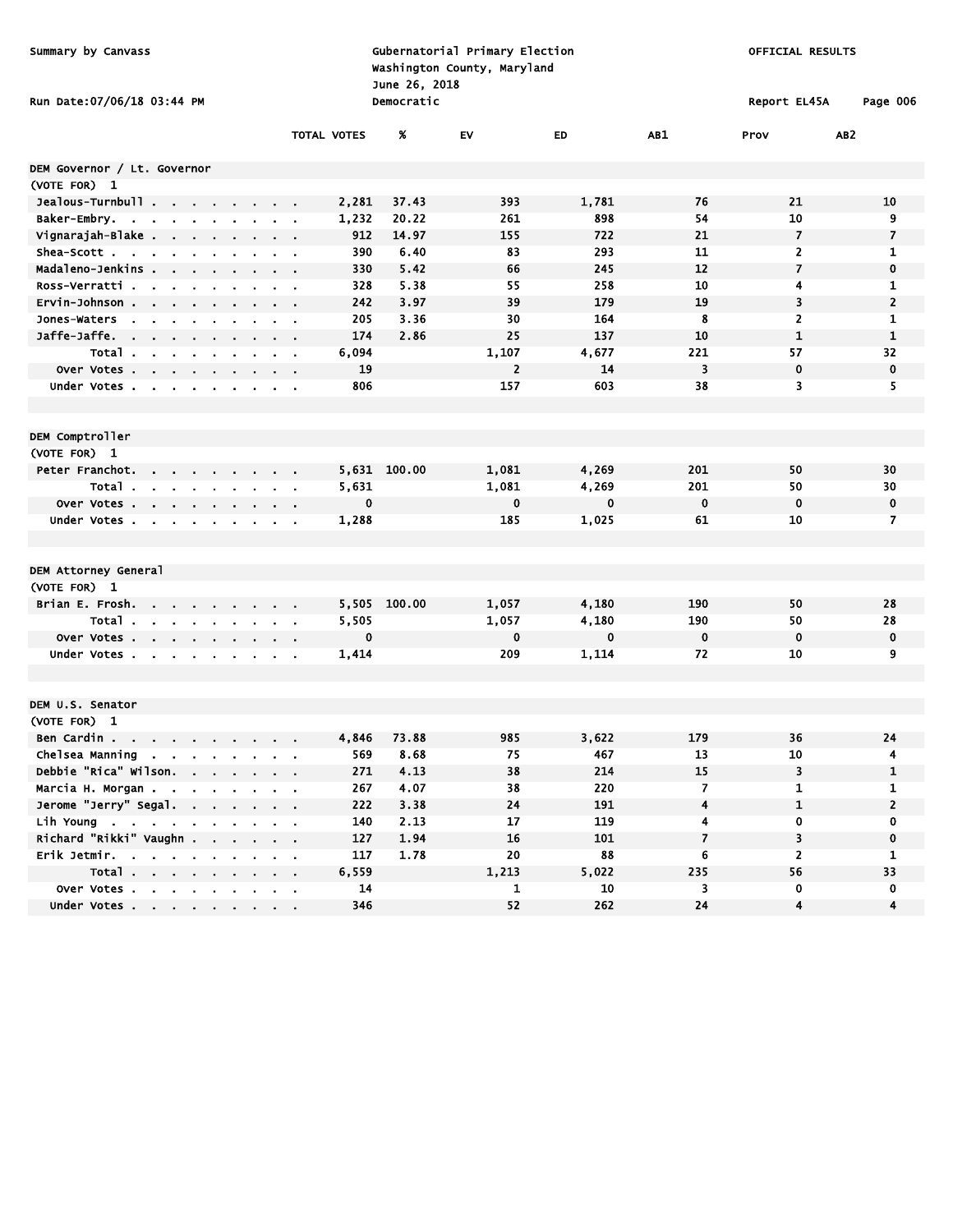Summary by Canvass

Gubernatorial Primary Election
Washington County, Maryland
June 26, 2018
Democratic

OFFICIAL RESULTS

Run Date:07/06/18 03:44 PM

Report EL45A

| | TOTAL VOTES | % | EV | ED | AB1 | Prov | AB2 |
|---|---|---|---|---|---|---|---|
| **DEM Governor / Lt. Governor** | | | | | | | |
| (VOTE FOR) 1 | | | | | | | |
| Jealous-Turnbull | 2,281 | 37.43 | 393 | 1,781 | 76 | 21 | 10 |
| Baker-Embry | 1,232 | 20.22 | 261 | 898 | 54 | 10 | 9 |
| Vignarajah-Blake | 912 | 14.97 | 155 | 722 | 21 | 7 | 7 |
| Shea-Scott | 390 | 6.40 | 83 | 293 | 11 | 2 | 1 |
| Madaleno-Jenkins | 330 | 5.42 | 66 | 245 | 12 | 7 | 0 |
| Ross-Verratti | 328 | 5.38 | 55 | 258 | 10 | 4 | 1 |
| Ervin-Johnson | 242 | 3.97 | 39 | 179 | 19 | 3 | 2 |
| Jones-Waters | 205 | 3.36 | 30 | 164 | 8 | 2 | 1 |
| Jaffe-Jaffe | 174 | 2.86 | 25 | 137 | 10 | 1 | 1 |
| Total | 6,094 | | 1,107 | 4,677 | 221 | 57 | 32 |
| Over Votes | 19 | | 2 | 14 | 3 | 0 | 0 |
| Under Votes | 806 | | 157 | 603 | 38 | 3 | 5 |
| **DEM Comptroller** | | | | | | | |
| (VOTE FOR) 1 | | | | | | | |
| Peter Franchot | 5,631 | 100.00 | 1,081 | 4,269 | 201 | 50 | 30 |
| Total | 5,631 | | 1,081 | 4,269 | 201 | 50 | 30 |
| Over Votes | 0 | | 0 | 0 | 0 | 0 | 0 |
| Under Votes | 1,288 | | 185 | 1,025 | 61 | 10 | 7 |
| **DEM Attorney General** | | | | | | | |
| (VOTE FOR) 1 | | | | | | | |
| Brian E. Frosh | 5,505 | 100.00 | 1,057 | 4,180 | 190 | 50 | 28 |
| Total | 5,505 | | 1,057 | 4,180 | 190 | 50 | 28 |
| Over Votes | 0 | | 0 | 0 | 0 | 0 | 0 |
| Under Votes | 1,414 | | 209 | 1,114 | 72 | 10 | 9 |
| **DEM U.S. Senator** | | | | | | | |
| (VOTE FOR) 1 | | | | | | | |
| Ben Cardin | 4,846 | 73.88 | 985 | 3,622 | 179 | 36 | 24 |
| Chelsea Manning | 569 | 8.68 | 75 | 467 | 13 | 10 | 4 |
| Debbie "Rica" Wilson | 271 | 4.13 | 38 | 214 | 15 | 3 | 1 |
| Marcia H. Morgan | 267 | 4.07 | 38 | 220 | 7 | 1 | 1 |
| Jerome "Jerry" Segal | 222 | 3.38 | 24 | 191 | 4 | 1 | 2 |
| Lih Young | 140 | 2.13 | 17 | 119 | 4 | 0 | 0 |
| Richard "Rikki" Vaughn | 127 | 1.94 | 16 | 101 | 7 | 3 | 0 |
| Erik Jetmir | 117 | 1.78 | 20 | 88 | 6 | 2 | 1 |
| Total | 6,559 | | 1,213 | 5,022 | 235 | 56 | 33 |
| Over Votes | 14 | | 1 | 10 | 3 | 0 | 0 |
| Under Votes | 346 | | 52 | 262 | 24 | 4 | 4 |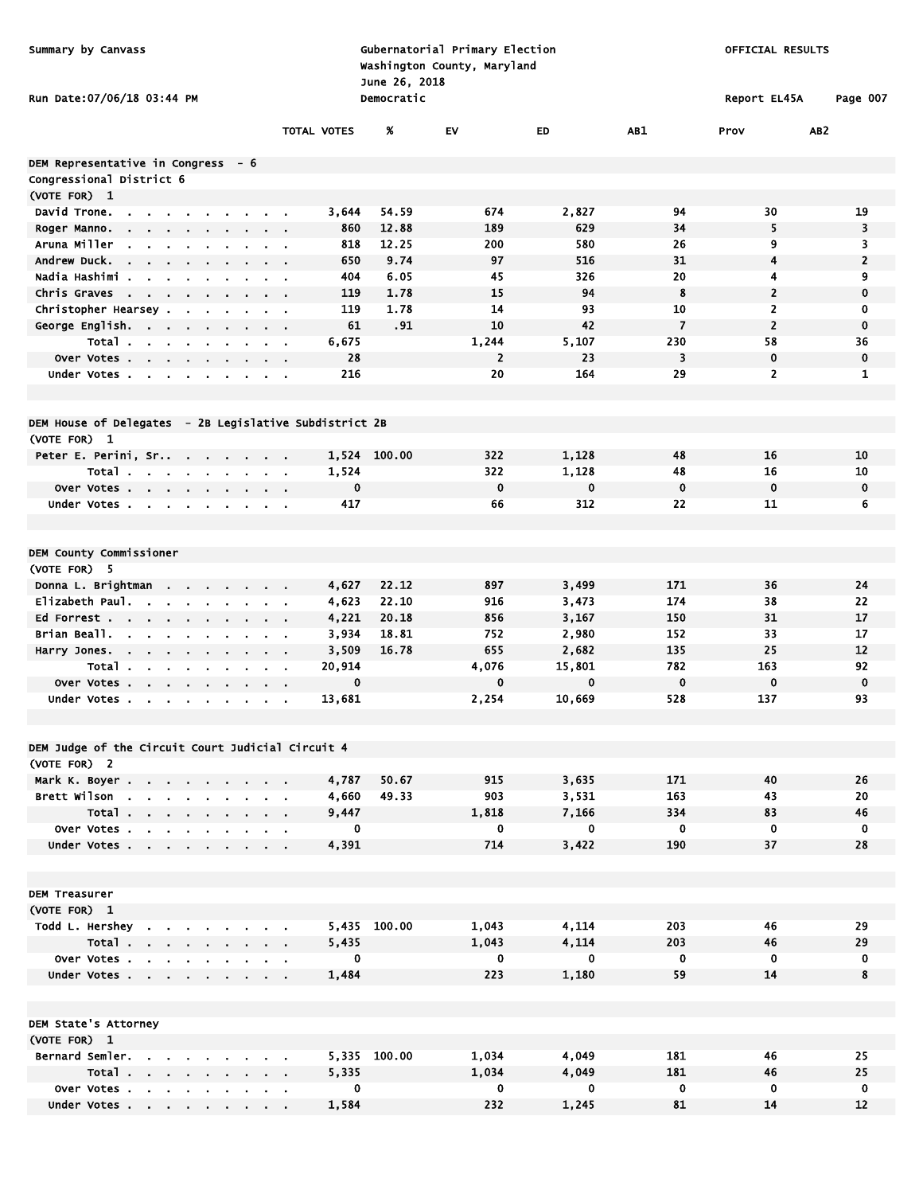Summary by Canvass

Gubernatorial Primary Election
Washington County, Maryland
June 26, 2018
Democratic

OFFICIAL RESULTS

Run Date:07/06/18 03:44 PM

Report EL45A

| | TOTAL VOTES | % | EV | ED | AB1 | Prov | AB2 |
|---|---|---|---|---|---|---|---|
| **DEM Representative in Congress - 6** | | | | | | | |
| **Congressional District 6** | | | | | | | |
| **(VOTE FOR) 1** | | | | | | | |
| David Trone. | 3,644 | 54.59 | 674 | 2,827 | 94 | 30 | 19 |
| Roger Manno. | 860 | 12.88 | 189 | 629 | 34 | 5 | 3 |
| Aruna Miller | 818 | 12.25 | 200 | 580 | 26 | 9 | 3 |
| Andrew Duck. | 650 | 9.74 | 97 | 516 | 31 | 4 | 2 |
| Nadia Hashimi | 404 | 6.05 | 45 | 326 | 20 | 4 | 9 |
| Chris Graves | 119 | 1.78 | 15 | 94 | 8 | 2 | 0 |
| Christopher Hearsey | 119 | 1.78 | 14 | 93 | 10 | 2 | 0 |
| George English. | 61 | .91 | 10 | 42 | 7 | 2 | 0 |
| Total | 6,675 | | 1,244 | 5,107 | 230 | 58 | 36 |
| Over Votes | 28 | | 2 | 23 | 3 | 0 | 0 |
| Under Votes | 216 | | 20 | 164 | 29 | 2 | 1 |
| **DEM House of Delegates - 2B Legislative Subdistrict 2B** | | | | | | | |
| **(VOTE FOR) 1** | | | | | | | |
| Peter E. Perini, Sr. | 1,524 | 100.00 | 322 | 1,128 | 48 | 16 | 10 |
| Total | 1,524 | | 322 | 1,128 | 48 | 16 | 10 |
| Over Votes | 0 | | 0 | 0 | 0 | 0 | 0 |
| Under Votes | 417 | | 66 | 312 | 22 | 11 | 6 |
| **DEM County Commissioner** | | | | | | | |
| **(VOTE FOR) 5** | | | | | | | |
| Donna L. Brightman | 4,627 | 22.12 | 897 | 3,499 | 171 | 36 | 24 |
| Elizabeth Paul. | 4,623 | 22.10 | 916 | 3,473 | 174 | 38 | 22 |
| Ed Forrest | 4,221 | 20.18 | 856 | 3,167 | 150 | 31 | 17 |
| Brian Beall. | 3,934 | 18.81 | 752 | 2,980 | 152 | 33 | 17 |
| Harry Jones. | 3,509 | 16.78 | 655 | 2,682 | 135 | 25 | 12 |
| Total | 20,914 | | 4,076 | 15,801 | 782 | 163 | 92 |
| Over Votes | 0 | | 0 | 0 | 0 | 0 | 0 |
| Under Votes | 13,681 | | 2,254 | 10,669 | 528 | 137 | 93 |
| **DEM Judge of the Circuit Court Judicial Circuit 4** | | | | | | | |
| **(VOTE FOR) 2** | | | | | | | |
| Mark K. Boyer | 4,787 | 50.67 | 915 | 3,635 | 171 | 40 | 26 |
| Brett Wilson | 4,660 | 49.33 | 903 | 3,531 | 163 | 43 | 20 |
| Total | 9,447 | | 1,818 | 7,166 | 334 | 83 | 46 |
| Over Votes | 0 | | 0 | 0 | 0 | 0 | 0 |
| Under Votes | 4,391 | | 714 | 3,422 | 190 | 37 | 28 |
| **DEM Treasurer** | | | | | | | |
| **(VOTE FOR) 1** | | | | | | | |
| Todd L. Hershey | 5,435 | 100.00 | 1,043 | 4,114 | 203 | 46 | 29 |
| Total | 5,435 | | 1,043 | 4,114 | 203 | 46 | 29 |
| Over Votes | 0 | | 0 | 0 | 0 | 0 | 0 |
| Under Votes | 1,484 | | 223 | 1,180 | 59 | 14 | 8 |
| **DEM State's Attorney** | | | | | | | |
| **(VOTE FOR) 1** | | | | | | | |
| Bernard Semler. | 5,335 | 100.00 | 1,034 | 4,049 | 181 | 46 | 25 |
| Total | 5,335 | | 1,034 | 4,049 | 181 | 46 | 25 |
| Over Votes | 0 | | 0 | 0 | 0 | 0 | 0 |
| Under Votes | 1,584 | | 232 | 1,245 | 81 | 14 | 12 |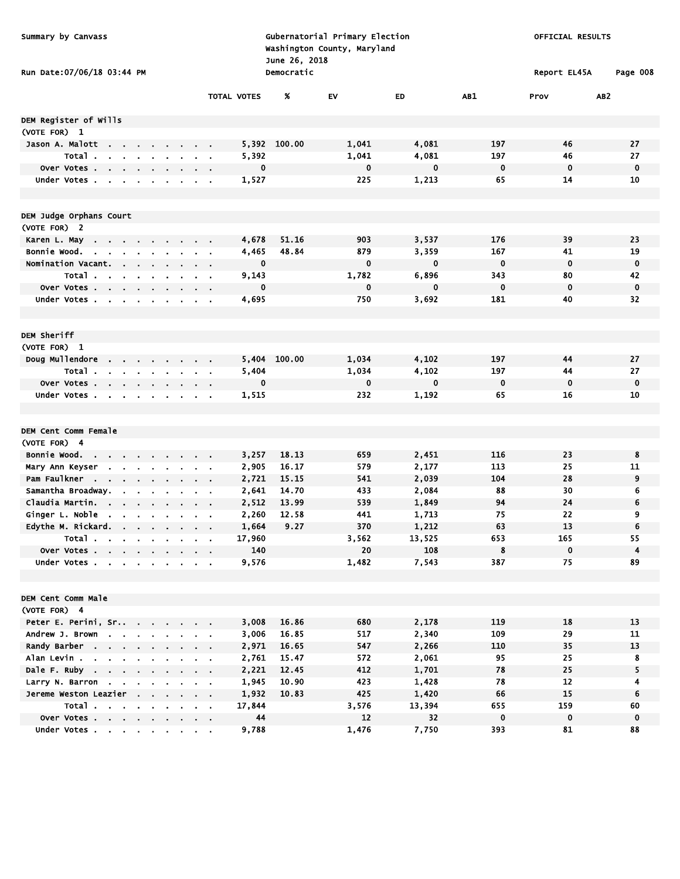Summary by Canvass

Gubernatorial Primary Election
Washington County, Maryland
June 26, 2018
Democratic

OFFICIAL RESULTS

Run Date:07/06/18 03:44 PM

Report EL45A

| | TOTAL VOTES | % | EV | ED | AB1 | Prov | AB2 |
|---|---|---|---|---|---|---|---|
| **DEM Register of Wills** | | | | | | | |
| (VOTE FOR) 1 | | | | | | | |
| Jason A. Malott | 5,392 | 100.00 | 1,041 | 4,081 | 197 | 46 | 27 |
| Total | 5,392 | | 1,041 | 4,081 | 197 | 46 | 27 |
| Over Votes | 0 | | 0 | 0 | 0 | 0 | 0 |
| Under Votes | 1,527 | | 225 | 1,213 | 65 | 14 | 10 |
| **DEM Judge Orphans Court** | | | | | | | |
| (VOTE FOR) 2 | | | | | | | |
| Karen L. May | 4,678 | 51.16 | 903 | 3,537 | 176 | 39 | 23 |
| Bonnie Wood. | 4,465 | 48.84 | 879 | 3,359 | 167 | 41 | 19 |
| Nomination Vacant. | 0 | | 0 | 0 | 0 | 0 | 0 |
| Total | 9,143 | | 1,782 | 6,896 | 343 | 80 | 42 |
| Over Votes | 0 | | 0 | 0 | 0 | 0 | 0 |
| Under Votes | 4,695 | | 750 | 3,692 | 181 | 40 | 32 |
| **DEM Sheriff** | | | | | | | |
| (VOTE FOR) 1 | | | | | | | |
| Doug Mullendore | 5,404 | 100.00 | 1,034 | 4,102 | 197 | 44 | 27 |
| Total | 5,404 | | 1,034 | 4,102 | 197 | 44 | 27 |
| Over Votes | 0 | | 0 | 0 | 0 | 0 | 0 |
| Under Votes | 1,515 | | 232 | 1,192 | 65 | 16 | 10 |
| **DEM Cent Comm Female** | | | | | | | |
| (VOTE FOR) 4 | | | | | | | |
| Bonnie Wood. | 3,257 | 18.13 | 659 | 2,451 | 116 | 23 | 8 |
| Mary Ann Keyser | 2,905 | 16.17 | 579 | 2,177 | 113 | 25 | 11 |
| Pam Faulkner | 2,721 | 15.15 | 541 | 2,039 | 104 | 28 | 9 |
| Samantha Broadway. | 2,641 | 14.70 | 433 | 2,084 | 88 | 30 | 6 |
| Claudia Martin. | 2,512 | 13.99 | 539 | 1,849 | 94 | 24 | 6 |
| Ginger L. Noble | 2,260 | 12.58 | 441 | 1,713 | 75 | 22 | 9 |
| Edythe M. Rickard. | 1,664 | 9.27 | 370 | 1,212 | 63 | 13 | 6 |
| Total | 17,960 | | 3,562 | 13,525 | 653 | 165 | 55 |
| Over Votes | 140 | | 20 | 108 | 8 | 0 | 4 |
| Under Votes | 9,576 | | 1,482 | 7,543 | 387 | 75 | 89 |
| **DEM Cent Comm Male** | | | | | | | |
| (VOTE FOR) 4 | | | | | | | |
| Peter E. Perini, Sr. | 3,008 | 16.86 | 680 | 2,178 | 119 | 18 | 13 |
| Andrew J. Brown | 3,006 | 16.85 | 517 | 2,340 | 109 | 29 | 11 |
| Randy Barber | 2,971 | 16.65 | 547 | 2,266 | 110 | 35 | 13 |
| Alan Levin | 2,761 | 15.47 | 572 | 2,061 | 95 | 25 | 8 |
| Dale F. Ruby | 2,221 | 12.45 | 412 | 1,701 | 78 | 25 | 5 |
| Larry N. Barron | 1,945 | 10.90 | 423 | 1,428 | 78 | 12 | 4 |
| Jereme Weston Leazier | 1,932 | 10.83 | 425 | 1,420 | 66 | 15 | 6 |
| Total | 17,844 | | 3,576 | 13,394 | 655 | 159 | 60 |
| Over Votes | 44 | | 12 | 32 | 0 | 0 | 0 |
| Under Votes | 9,788 | | 1,476 | 7,750 | 393 | 81 | 88 |